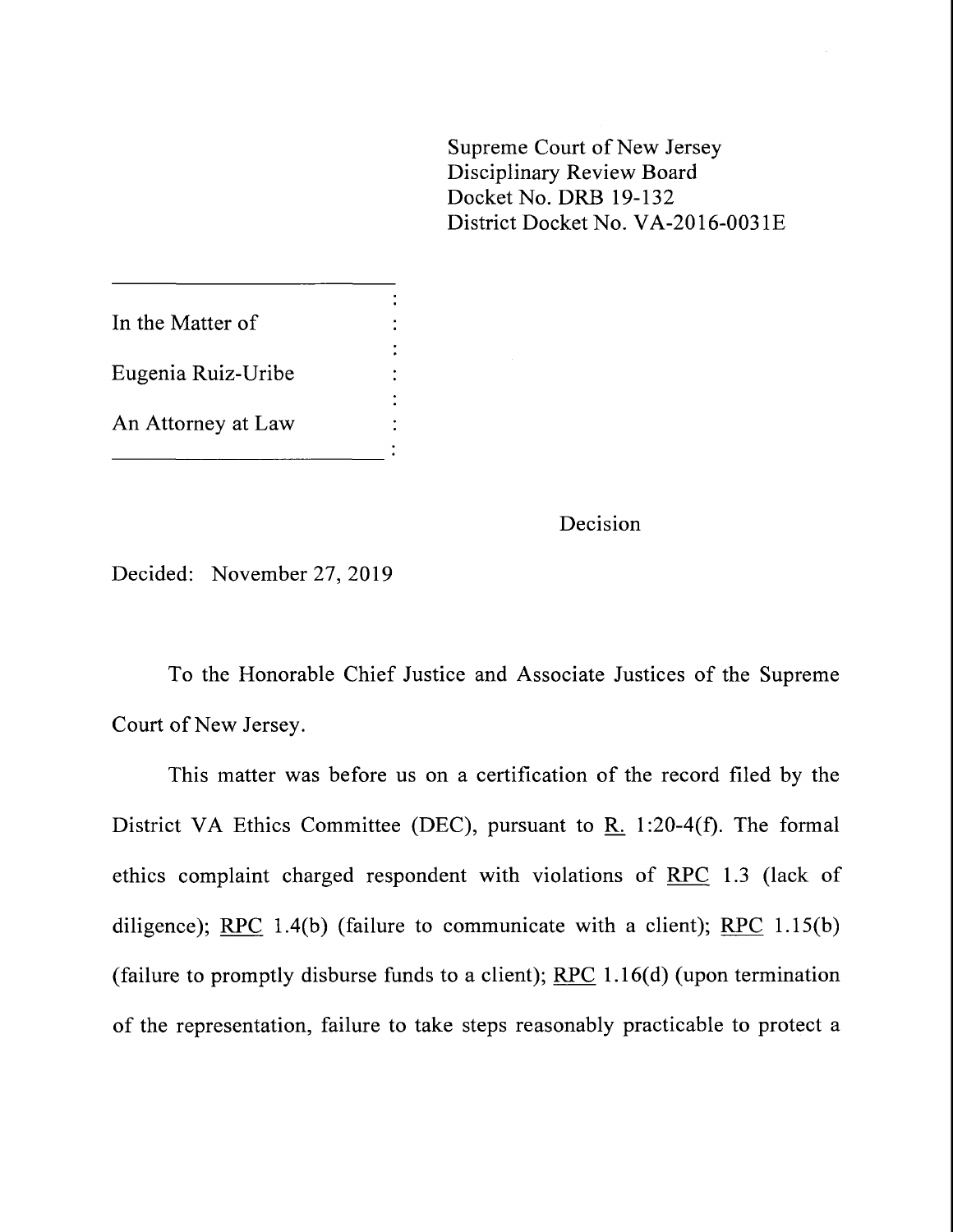Supreme Court of New Jersey
Disciplinary Review Board
Docket No. DRB 19-132
District Docket No. VA-2016-0031E

In the Matter of

Eugenia Ruiz-Uribe

An Attorney at Law

Decision

Decided: November 27, 2019

To the Honorable Chief Justice and Associate Justices of the Supreme Court of New Jersey.

This matter was before us on a certification of the record filed by the District VA Ethics Committee (DEC), pursuant to R. 1:20-4(f). The formal ethics complaint charged respondent with violations of RPC 1.3 (lack of diligence); RPC 1.4(b) (failure to communicate with a client); RPC 1.15(b) (failure to promptly disburse funds to a client); RPC 1.16(d) (upon termination of the representation, failure to take steps reasonably practicable to protect a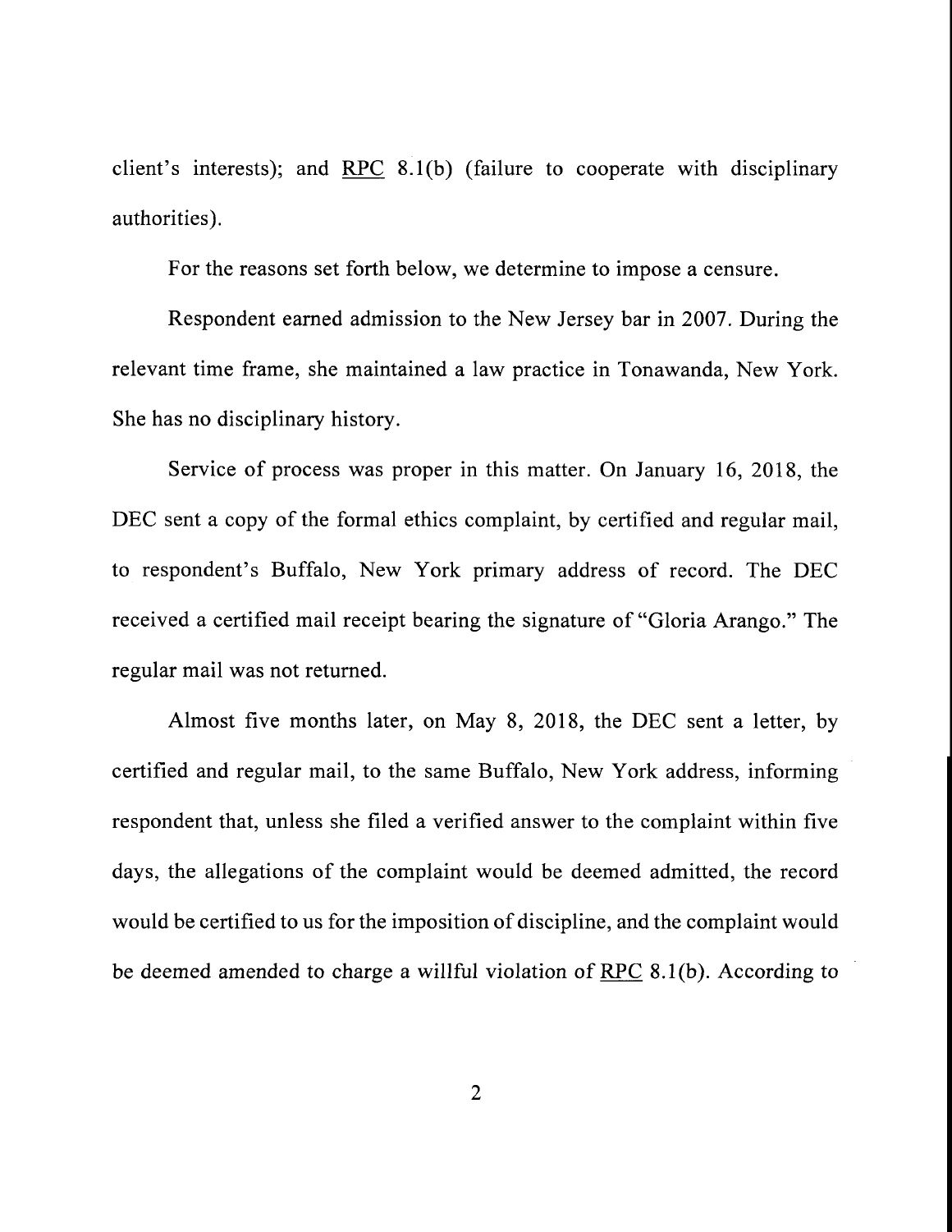client's interests); and RPC 8.1(b) (failure to cooperate with disciplinary authorities).

For the reasons set forth below, we determine to impose a censure.

Respondent earned admission to the New Jersey bar in 2007. During the relevant time frame, she maintained a law practice in Tonawanda, New York. She has no disciplinary history.

Service of process was proper in this matter. On January 16, 2018, the DEC sent a copy of the formal ethics complaint, by certified and regular mail, to respondent's Buffalo, New York primary address of record. The DEC received a certified mail receipt bearing the signature of "Gloria Arango." The regular mail was not returned.

Almost five months later, on May 8, 2018, the DEC sent a letter, by certified and regular mail, to the same Buffalo, New York address, informing respondent that, unless she filed a verified answer to the complaint within five days, the allegations of the complaint would be deemed admitted, the record would be certified to us for the imposition of discipline, and the complaint would be deemed amended to charge a willful violation of RPC 8.1(b). According to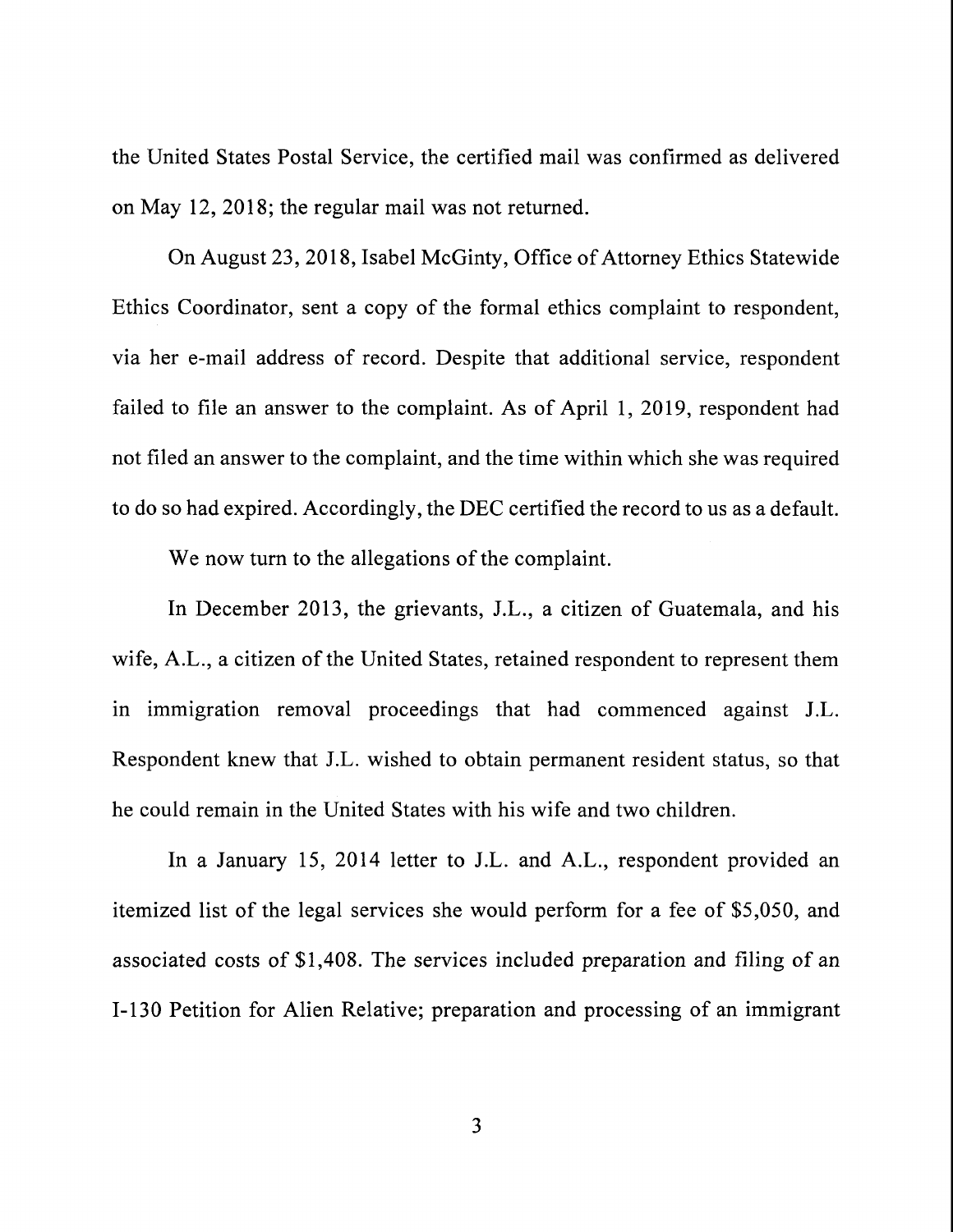the United States Postal Service, the certified mail was confirmed as delivered on May 12, 2018; the regular mail was not returned.

On August 23, 2018, Isabel McGinty, Office of Attorney Ethics Statewide Ethics Coordinator, sent a copy of the formal ethics complaint to respondent, via her e-mail address of record. Despite that additional service, respondent failed to file an answer to the complaint. As of April 1, 2019, respondent had not filed an answer to the complaint, and the time within which she was required to do so had expired. Accordingly, the DEC certified the record to us as a default.

We now turn to the allegations of the complaint.

In December 2013, the grievants, J.L., a citizen of Guatemala, and his wife, A.L., a citizen of the United States, retained respondent to represent them in immigration removal proceedings that had commenced against J.L. Respondent knew that J.L. wished to obtain permanent resident status, so that he could remain in the United States with his wife and two children.

In a January 15, 2014 letter to J.L. and A.L., respondent provided an itemized list of the legal services she would perform for a fee of $5,050, and associated costs of $1,408. The services included preparation and filing of an I-130 Petition for Alien Relative; preparation and processing of an immigrant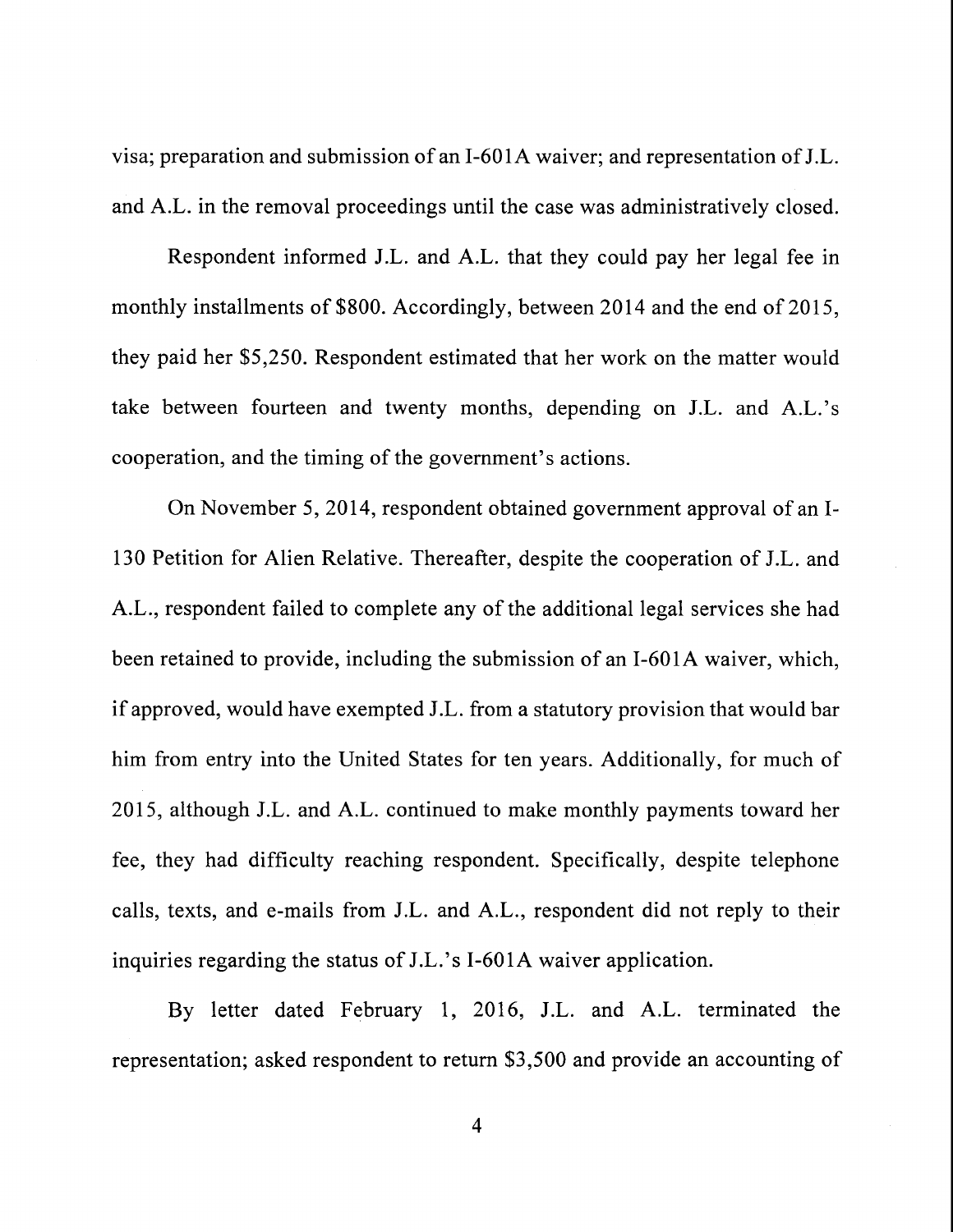visa; preparation and submission of an I-601A waiver; and representation of J.L. and A.L. in the removal proceedings until the case was administratively closed.

Respondent informed J.L. and A.L. that they could pay her legal fee in monthly installments of $800. Accordingly, between 2014 and the end of 2015, they paid her $5,250. Respondent estimated that her work on the matter would take between fourteen and twenty months, depending on J.L. and A.L.'s cooperation, and the timing of the government's actions.

On November 5, 2014, respondent obtained government approval of an I-130 Petition for Alien Relative. Thereafter, despite the cooperation of J.L. and A.L., respondent failed to complete any of the additional legal services she had been retained to provide, including the submission of an I-601A waiver, which, if approved, would have exempted J.L. from a statutory provision that would bar him from entry into the United States for ten years. Additionally, for much of 2015, although J.L. and A.L. continued to make monthly payments toward her fee, they had difficulty reaching respondent. Specifically, despite telephone calls, texts, and e-mails from J.L. and A.L., respondent did not reply to their inquiries regarding the status of J.L.'s I-601A waiver application.

By letter dated February 1, 2016, J.L. and A.L. terminated the representation; asked respondent to return $3,500 and provide an accounting of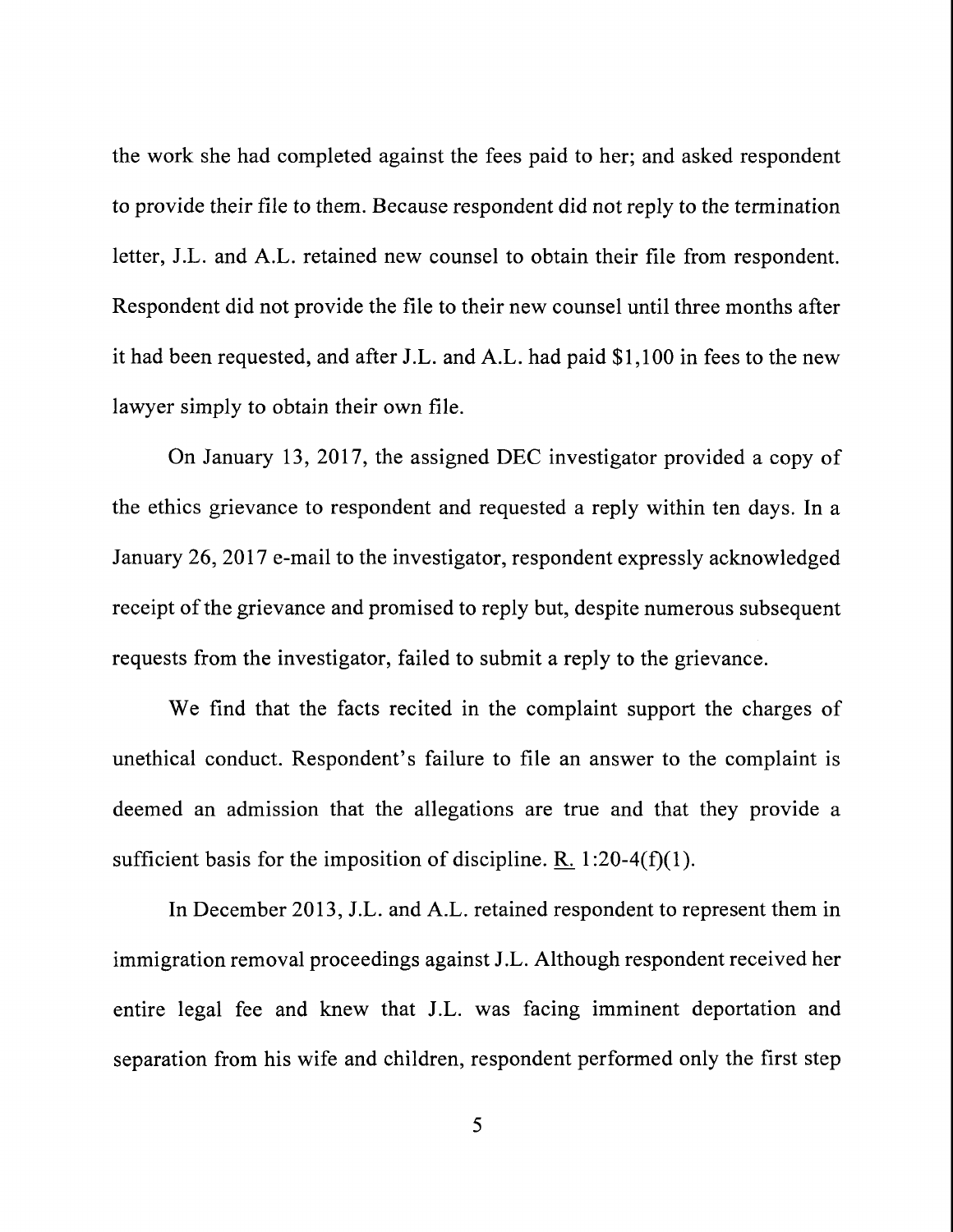the work she had completed against the fees paid to her; and asked respondent to provide their file to them. Because respondent did not reply to the termination letter, J.L. and A.L. retained new counsel to obtain their file from respondent. Respondent did not provide the file to their new counsel until three months after it had been requested, and after J.L. and A.L. had paid $1,100 in fees to the new lawyer simply to obtain their own file.

On January 13, 2017, the assigned DEC investigator provided a copy of the ethics grievance to respondent and requested a reply within ten days. In a January 26, 2017 e-mail to the investigator, respondent expressly acknowledged receipt of the grievance and promised to reply but, despite numerous subsequent requests from the investigator, failed to submit a reply to the grievance.

We find that the facts recited in the complaint support the charges of unethical conduct. Respondent's failure to file an answer to the complaint is deemed an admission that the allegations are true and that they provide a sufficient basis for the imposition of discipline. R. 1:20-4(f)(1).

In December 2013, J.L. and A.L. retained respondent to represent them in immigration removal proceedings against J.L. Although respondent received her entire legal fee and knew that J.L. was facing imminent deportation and separation from his wife and children, respondent performed only the first step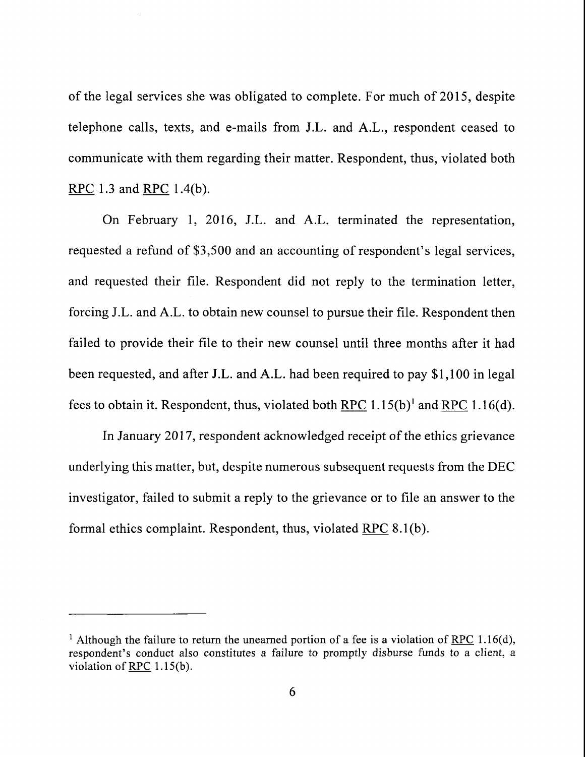of the legal services she was obligated to complete. For much of 2015, despite telephone calls, texts, and e-mails from J.L. and A.L., respondent ceased to communicate with them regarding their matter. Respondent, thus, violated both RPC 1.3 and RPC 1.4(b).

On February 1, 2016, J.L. and A.L. terminated the representation, requested a refund of $3,500 and an accounting of respondent's legal services, and requested their file. Respondent did not reply to the termination letter, forcing J.L. and A.L. to obtain new counsel to pursue their file. Respondent then failed to provide their file to their new counsel until three months after it had been requested, and after J.L. and A.L. had been required to pay $1,100 in legal fees to obtain it. Respondent, thus, violated both RPC 1.15(b)[1] and RPC 1.16(d).

In January 2017, respondent acknowledged receipt of the ethics grievance underlying this matter, but, despite numerous subsequent requests from the DEC investigator, failed to submit a reply to the grievance or to file an answer to the formal ethics complaint. Respondent, thus, violated RPC 8.1(b).

---

[1] Although the failure to return the unearned portion of a fee is a violation of RPC 1.16(d), respondent's conduct also constitutes a failure to promptly disburse funds to a client, a violation of RPC 1.15(b).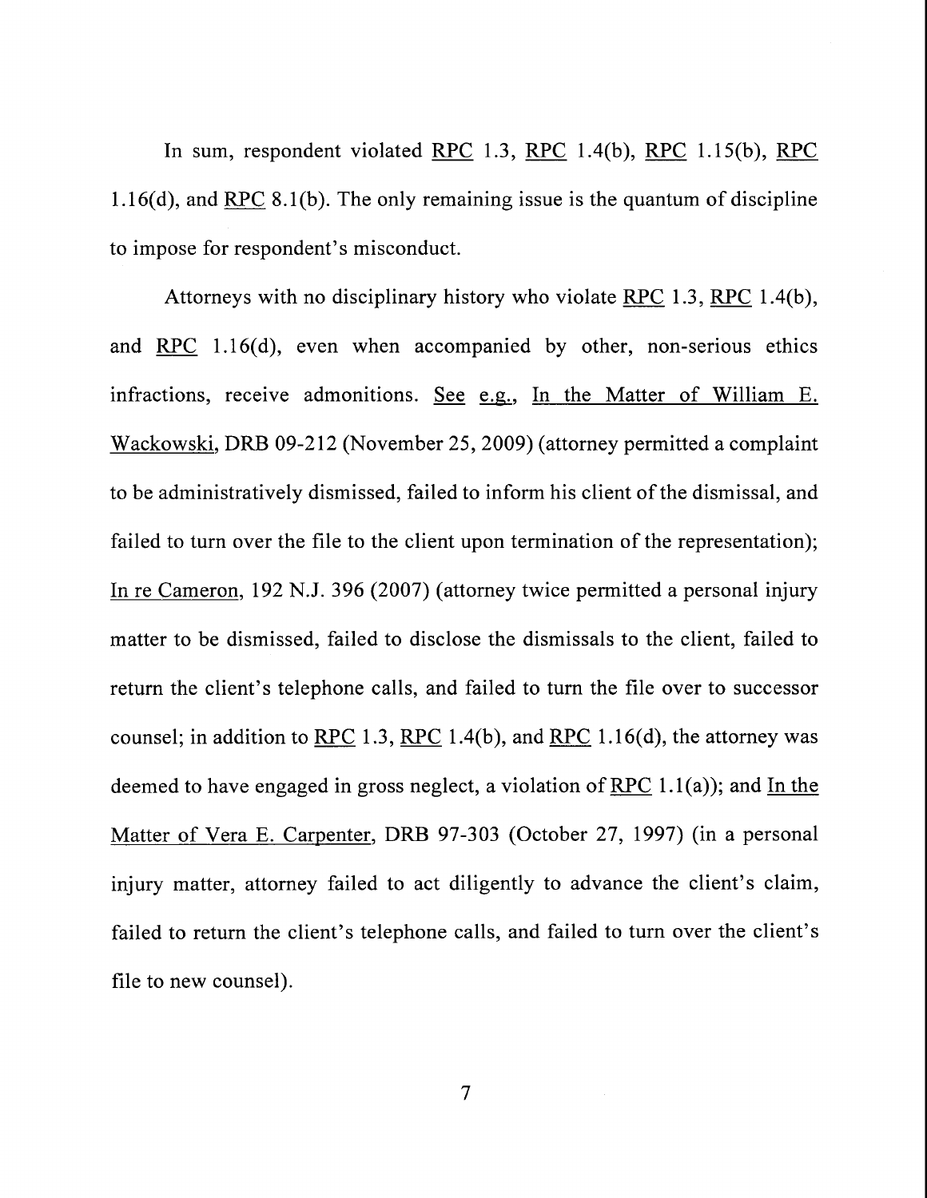In sum, respondent violated RPC 1.3, RPC 1.4(b), RPC 1.15(b), RPC 1.16(d), and RPC 8.1(b). The only remaining issue is the quantum of discipline to impose for respondent's misconduct.

Attorneys with no disciplinary history who violate RPC 1.3, RPC 1.4(b), and RPC 1.16(d), even when accompanied by other, non-serious ethics infractions, receive admonitions. See e.g., In the Matter of William E. Wackowski, DRB 09-212 (November 25, 2009) (attorney permitted a complaint to be administratively dismissed, failed to inform his client of the dismissal, and failed to turn over the file to the client upon termination of the representation); In re Cameron, 192 N.J. 396 (2007) (attorney twice permitted a personal injury matter to be dismissed, failed to disclose the dismissals to the client, failed to return the client's telephone calls, and failed to turn the file over to successor counsel; in addition to RPC 1.3, RPC 1.4(b), and RPC 1.16(d), the attorney was deemed to have engaged in gross neglect, a violation of RPC 1.1(a)); and In the Matter of Vera E. Carpenter, DRB 97-303 (October 27, 1997) (in a personal injury matter, attorney failed to act diligently to advance the client's claim, failed to return the client's telephone calls, and failed to turn over the client's file to new counsel).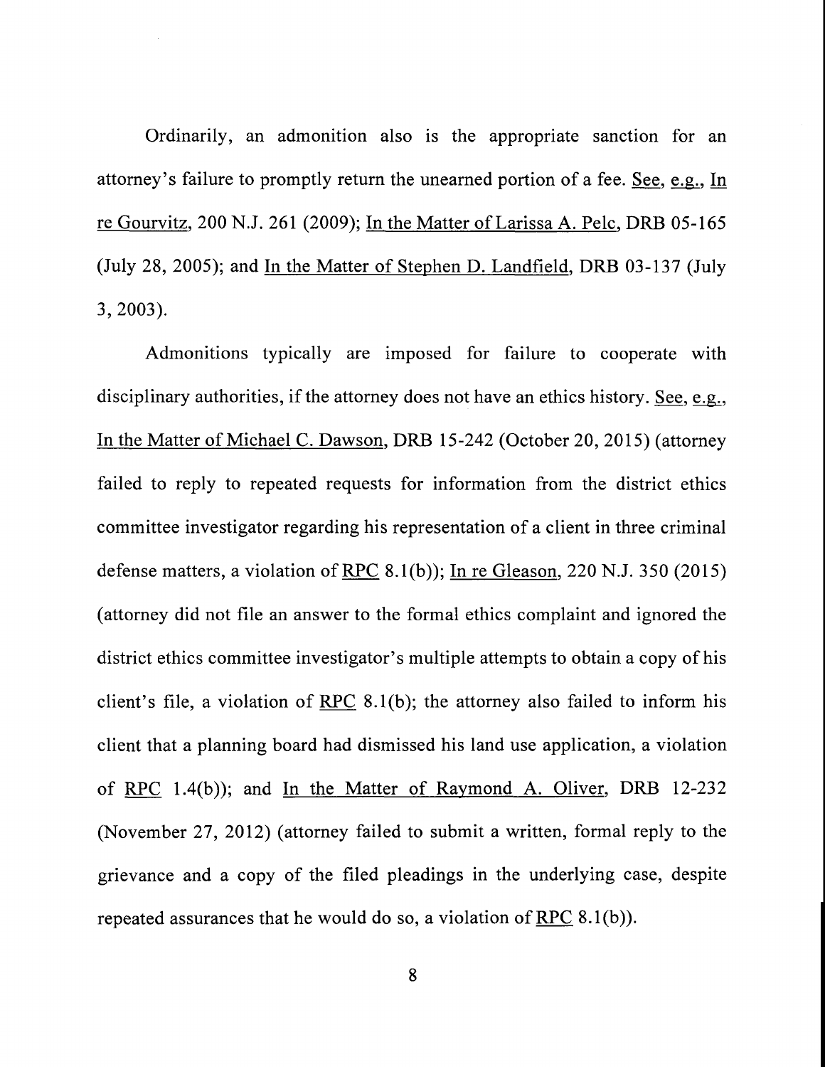Ordinarily, an admonition also is the appropriate sanction for an attorney's failure to promptly return the unearned portion of a fee. See, e.g., In re Gourvitz, 200 N.J. 261 (2009); In the Matter of Larissa A. Pelc, DRB 05-165 (July 28, 2005); and In the Matter of Stephen D. Landfield, DRB 03-137 (July 3, 2003).

Admonitions typically are imposed for failure to cooperate with disciplinary authorities, if the attorney does not have an ethics history. See, e.g., In the Matter of Michael C. Dawson, DRB 15-242 (October 20, 2015) (attorney failed to reply to repeated requests for information from the district ethics committee investigator regarding his representation of a client in three criminal defense matters, a violation of RPC 8.1(b)); In re Gleason, 220 N.J. 350 (2015) (attorney did not file an answer to the formal ethics complaint and ignored the district ethics committee investigator's multiple attempts to obtain a copy of his client's file, a violation of RPC 8.1(b); the attorney also failed to inform his client that a planning board had dismissed his land use application, a violation of RPC 1.4(b)); and In the Matter of Raymond A. Oliver, DRB 12-232 (November 27, 2012) (attorney failed to submit a written, formal reply to the grievance and a copy of the filed pleadings in the underlying case, despite repeated assurances that he would do so, a violation of RPC 8.1(b)).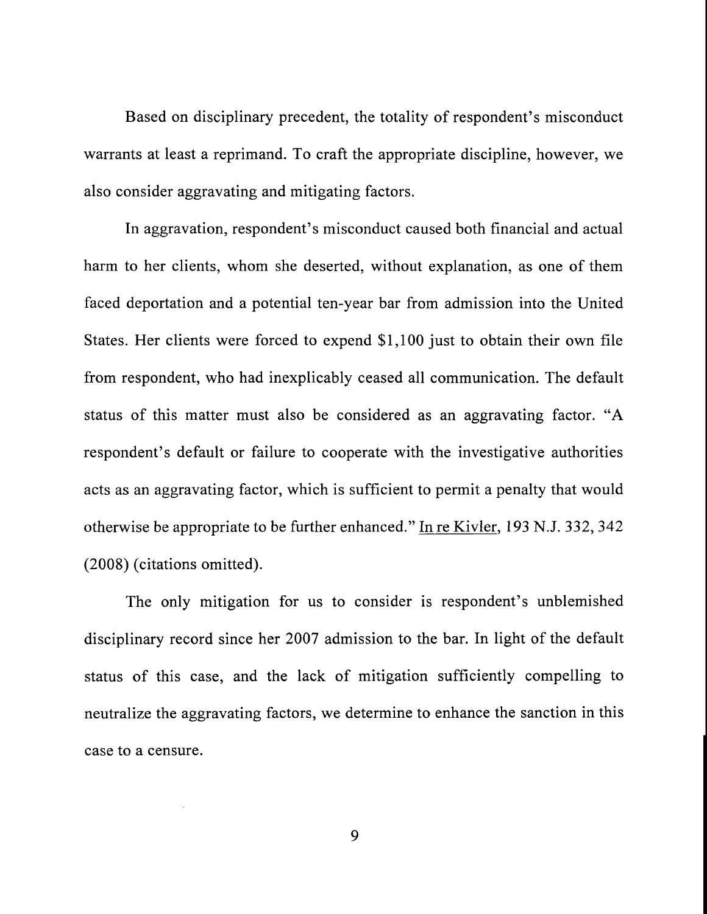Based on disciplinary precedent, the totality of respondent's misconduct warrants at least a reprimand. To craft the appropriate discipline, however, we also consider aggravating and mitigating factors.

In aggravation, respondent's misconduct caused both financial and actual harm to her clients, whom she deserted, without explanation, as one of them faced deportation and a potential ten-year bar from admission into the United States. Her clients were forced to expend $1,100 just to obtain their own file from respondent, who had inexplicably ceased all communication. The default status of this matter must also be considered as an aggravating factor. "A respondent's default or failure to cooperate with the investigative authorities acts as an aggravating factor, which is sufficient to permit a penalty that would otherwise be appropriate to be further enhanced." In re Kivler, 193 N.J. 332, 342 (2008) (citations omitted).

The only mitigation for us to consider is respondent's unblemished disciplinary record since her 2007 admission to the bar. In light of the default status of this case, and the lack of mitigation sufficiently compelling to neutralize the aggravating factors, we determine to enhance the sanction in this case to a censure.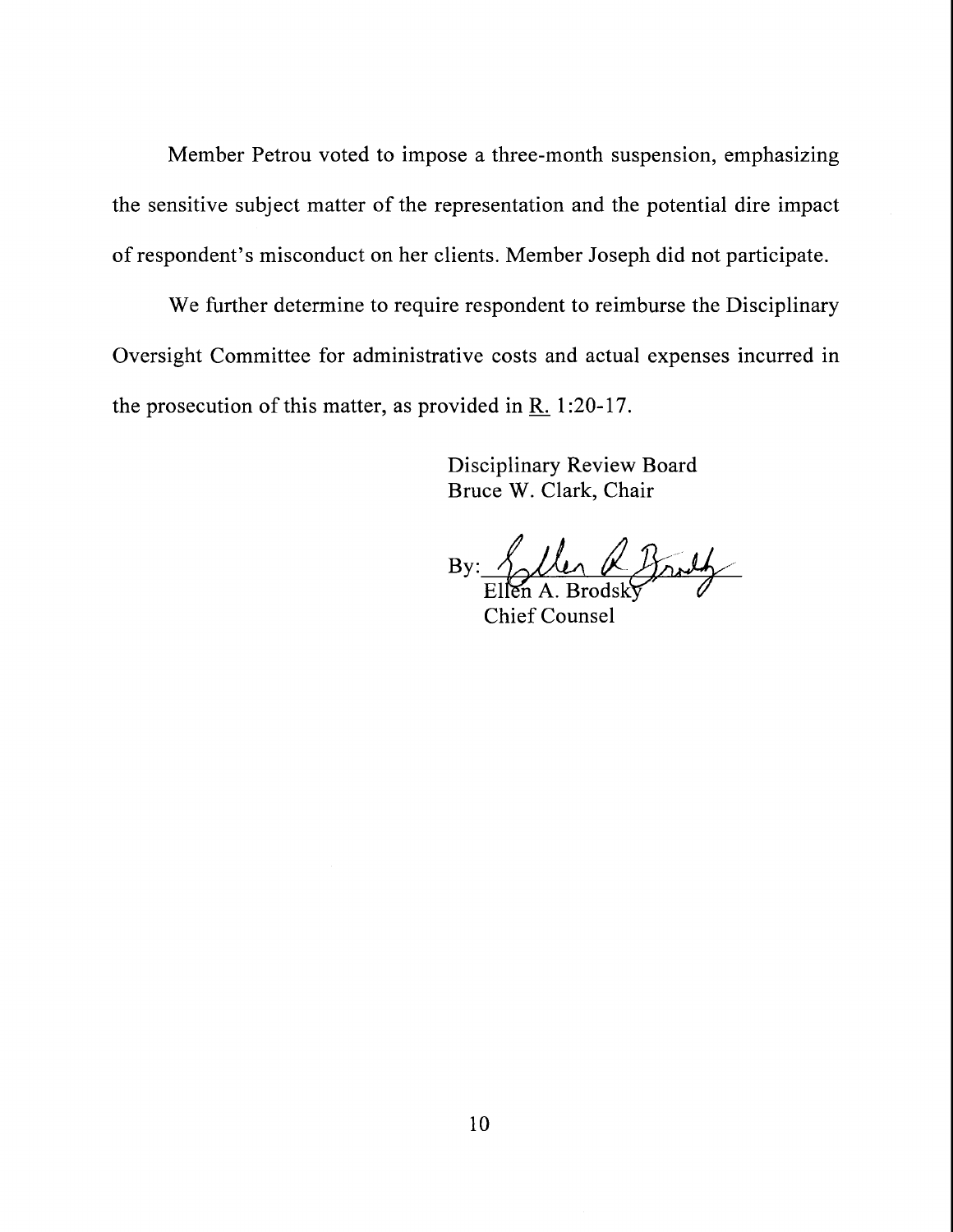Member Petrou voted to impose a three-month suspension, emphasizing the sensitive subject matter of the representation and the potential dire impact of respondent's misconduct on her clients. Member Joseph did not participate.

We further determine to require respondent to reimburse the Disciplinary Oversight Committee for administrative costs and actual expenses incurred in the prosecution of this matter, as provided in R. 1:20-17.

Disciplinary Review Board
Bruce W. Clark, Chair

By: ____________________
Ellen A. Brodsky
Chief Counsel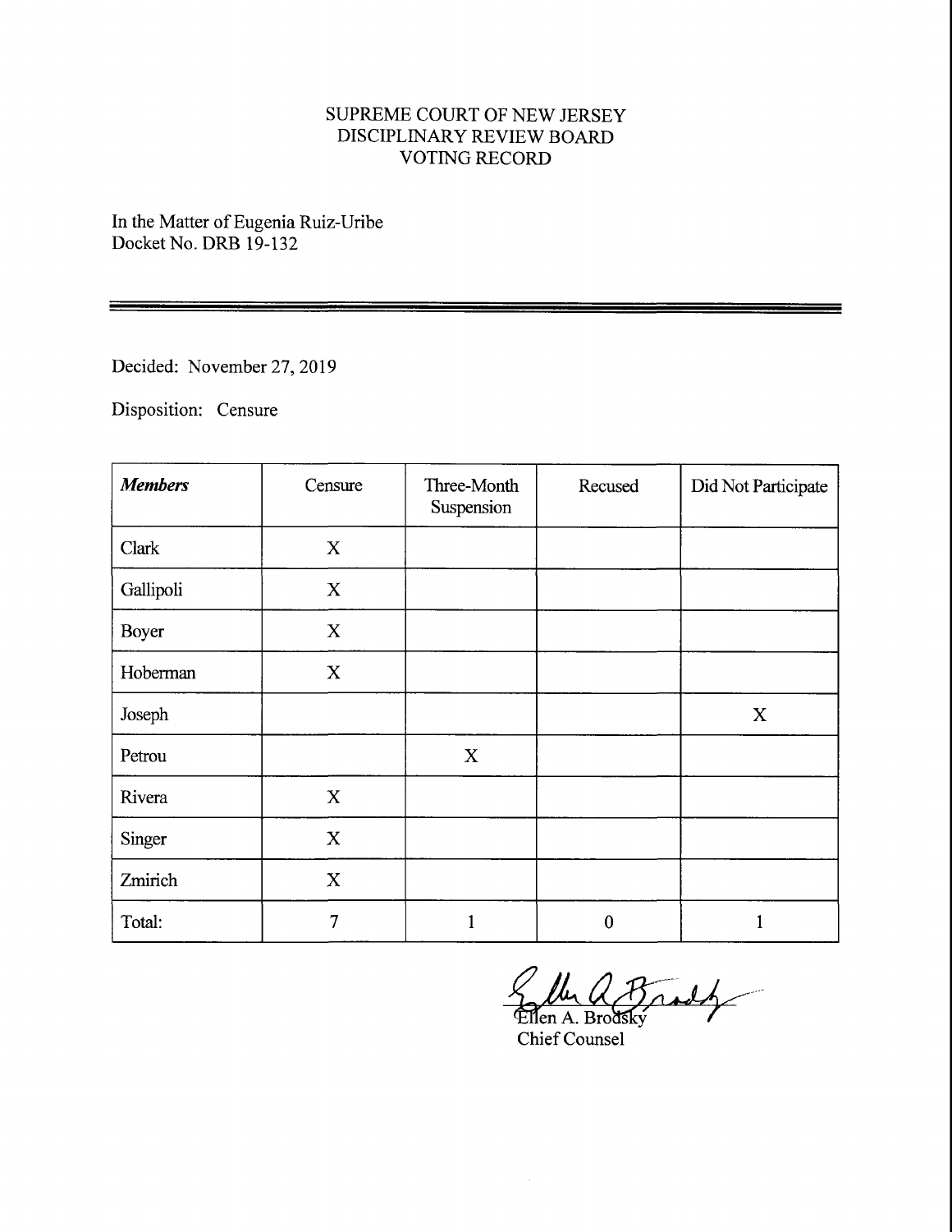SUPREME COURT OF NEW JERSEY
DISCIPLINARY REVIEW BOARD
VOTING RECORD

In the Matter of Eugenia Ruiz-Uribe
Docket No. DRB 19-132

Decided: November 27, 2019

Disposition: Censure

| ***Members*** | Censure | Three-Month Suspension | Recused | Did Not Participate |
|---|---|---|---|---|
| Clark | X | | | |
| Gallipoli | X | | | |
| Boyer | X | | | |
| Hoberman | X | | | |
| Joseph | | | | X |
| Petrou | | X | | |
| Rivera | X | | | |
| Singer | X | | | |
| Zmirich | X | | | |
| Total: | 7 | 1 | 0 | 1 |

Ellen A. Brodsky
Chief Counsel